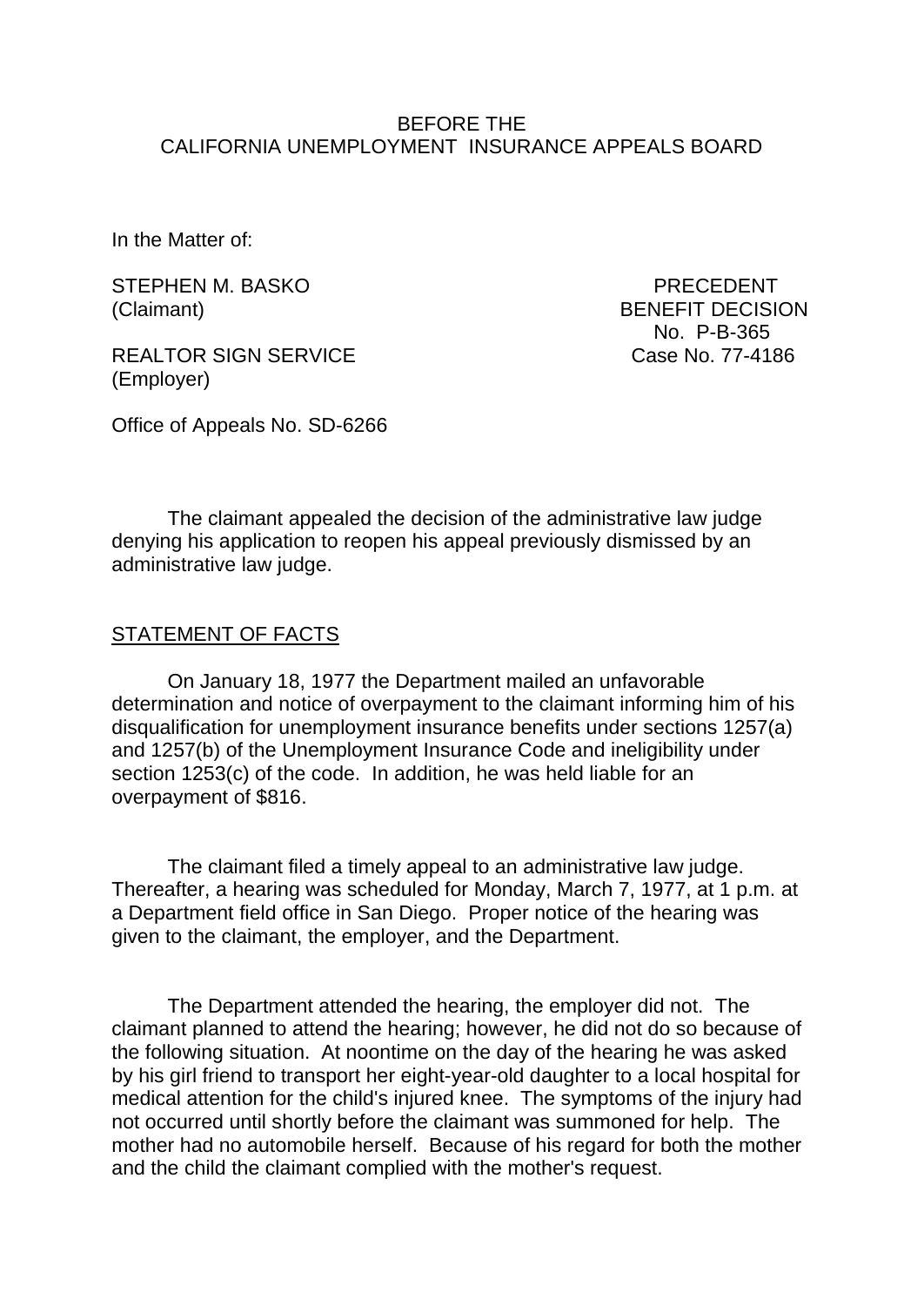BEFORE THE
CALIFORNIA UNEMPLOYMENT INSURANCE APPEALS BOARD

In the Matter of:

STEPHEN M. BASKO
(Claimant)

REALTOR SIGN SERVICE
(Employer)

PRECEDENT
BENEFIT DECISION
No. P-B-365
Case No. 77-4186

Office of Appeals No. SD-6266

The claimant appealed the decision of the administrative law judge denying his application to reopen his appeal previously dismissed by an administrative law judge.

## STATEMENT OF FACTS

On January 18, 1977 the Department mailed an unfavorable determination and notice of overpayment to the claimant informing him of his disqualification for unemployment insurance benefits under sections 1257(a) and 1257(b) of the Unemployment Insurance Code and ineligibility under section 1253(c) of the code. In addition, he was held liable for an overpayment of $816.

The claimant filed a timely appeal to an administrative law judge. Thereafter, a hearing was scheduled for Monday, March 7, 1977, at 1 p.m. at a Department field office in San Diego. Proper notice of the hearing was given to the claimant, the employer, and the Department.

The Department attended the hearing, the employer did not. The claimant planned to attend the hearing; however, he did not do so because of the following situation. At noontime on the day of the hearing he was asked by his girl friend to transport her eight-year-old daughter to a local hospital for medical attention for the child's injured knee. The symptoms of the injury had not occurred until shortly before the claimant was summoned for help. The mother had no automobile herself. Because of his regard for both the mother and the child the claimant complied with the mother's request.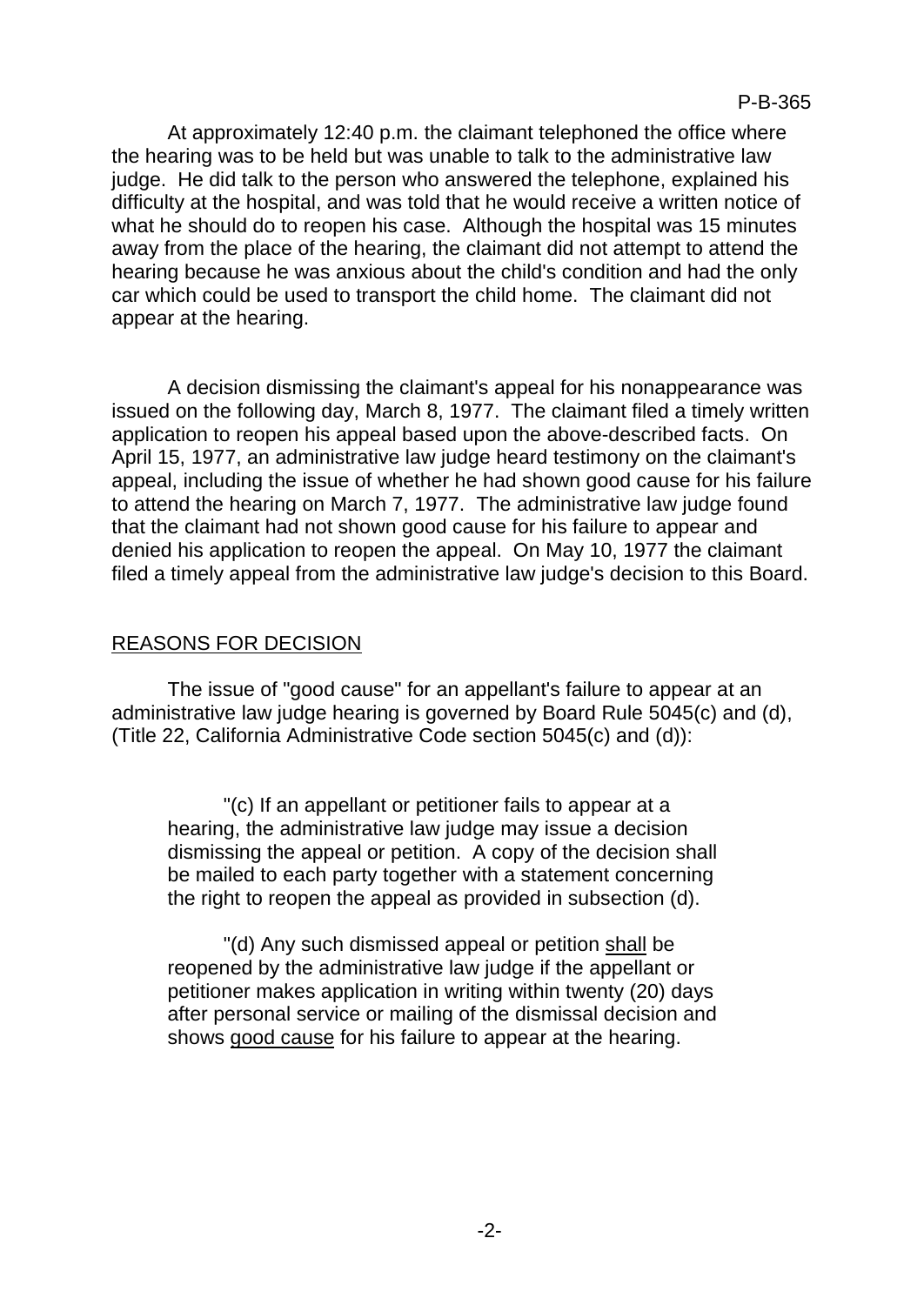At approximately 12:40 p.m. the claimant telephoned the office where the hearing was to be held but was unable to talk to the administrative law judge. He did talk to the person who answered the telephone, explained his difficulty at the hospital, and was told that he would receive a written notice of what he should do to reopen his case. Although the hospital was 15 minutes away from the place of the hearing, the claimant did not attempt to attend the hearing because he was anxious about the child's condition and had the only car which could be used to transport the child home. The claimant did not appear at the hearing.

A decision dismissing the claimant's appeal for his nonappearance was issued on the following day, March 8, 1977. The claimant filed a timely written application to reopen his appeal based upon the above-described facts. On April 15, 1977, an administrative law judge heard testimony on the claimant's appeal, including the issue of whether he had shown good cause for his failure to attend the hearing on March 7, 1977. The administrative law judge found that the claimant had not shown good cause for his failure to appear and denied his application to reopen the appeal. On May 10, 1977 the claimant filed a timely appeal from the administrative law judge's decision to this Board.

## REASONS FOR DECISION

The issue of "good cause" for an appellant's failure to appear at an administrative law judge hearing is governed by Board Rule 5045(c) and (d), (Title 22, California Administrative Code section 5045(c) and (d)):

> "(c) If an appellant or petitioner fails to appear at a hearing, the administrative law judge may issue a decision dismissing the appeal or petition. A copy of the decision shall be mailed to each party together with a statement concerning the right to reopen the appeal as provided in subsection (d).
>
> "(d) Any such dismissed appeal or petition shall be reopened by the administrative law judge if the appellant or petitioner makes application in writing within twenty (20) days after personal service or mailing of the dismissal decision and shows good cause for his failure to appear at the hearing.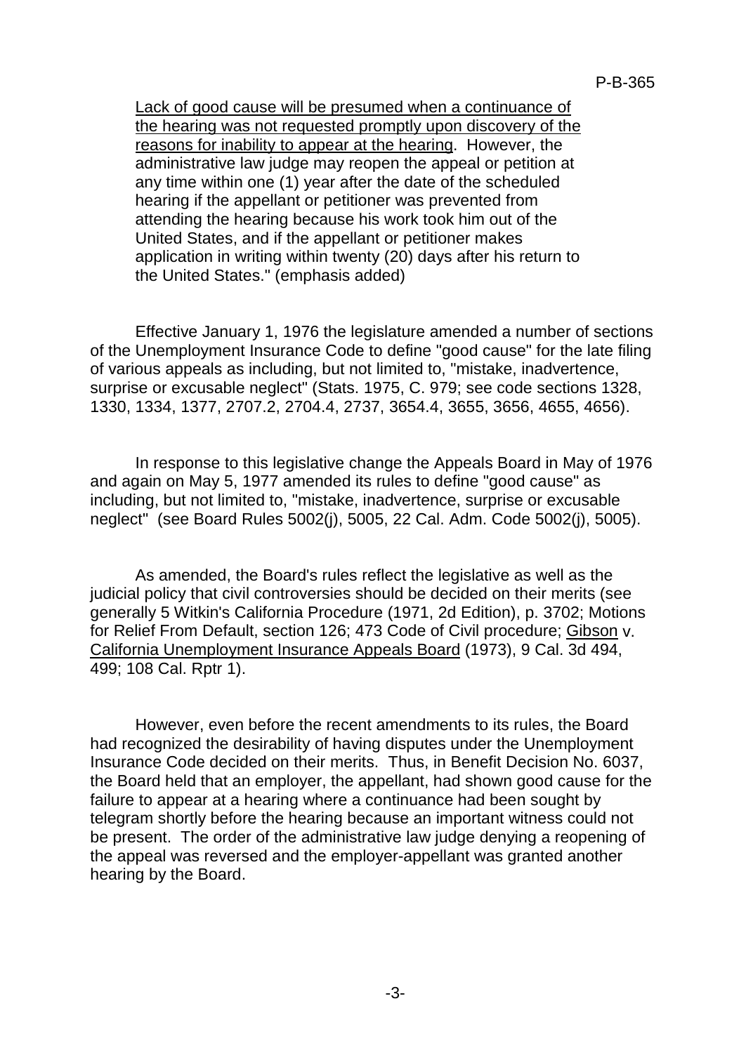<u>Lack of good cause will be presumed when a continuance of the hearing was not requested promptly upon discovery of the reasons for inability to appear at the hearing</u>. However, the administrative law judge may reopen the appeal or petition at any time within one (1) year after the date of the scheduled hearing if the appellant or petitioner was prevented from attending the hearing because his work took him out of the United States, and if the appellant or petitioner makes application in writing within twenty (20) days after his return to the United States." (emphasis added)

Effective January 1, 1976 the legislature amended a number of sections of the Unemployment Insurance Code to define "good cause" for the late filing of various appeals as including, but not limited to, "mistake, inadvertence, surprise or excusable neglect" (Stats. 1975, C. 979; see code sections 1328, 1330, 1334, 1377, 2707.2, 2704.4, 2737, 3654.4, 3655, 3656, 4655, 4656).

In response to this legislative change the Appeals Board in May of 1976 and again on May 5, 1977 amended its rules to define "good cause" as including, but not limited to, "mistake, inadvertence, surprise or excusable neglect" (see Board Rules 5002(j), 5005, 22 Cal. Adm. Code 5002(j), 5005).

As amended, the Board's rules reflect the legislative as well as the judicial policy that civil controversies should be decided on their merits (see generally 5 Witkin's California Procedure (1971, 2d Edition), p. 3702; Motions for Relief From Default, section 126; 473 Code of Civil procedure; <u>Gibson</u> v. <u>California Unemployment Insurance Appeals Board</u> (1973), 9 Cal. 3d 494, 499; 108 Cal. Rptr 1).

However, even before the recent amendments to its rules, the Board had recognized the desirability of having disputes under the Unemployment Insurance Code decided on their merits. Thus, in Benefit Decision No. 6037, the Board held that an employer, the appellant, had shown good cause for the failure to appear at a hearing where a continuance had been sought by telegram shortly before the hearing because an important witness could not be present. The order of the administrative law judge denying a reopening of the appeal was reversed and the employer-appellant was granted another hearing by the Board.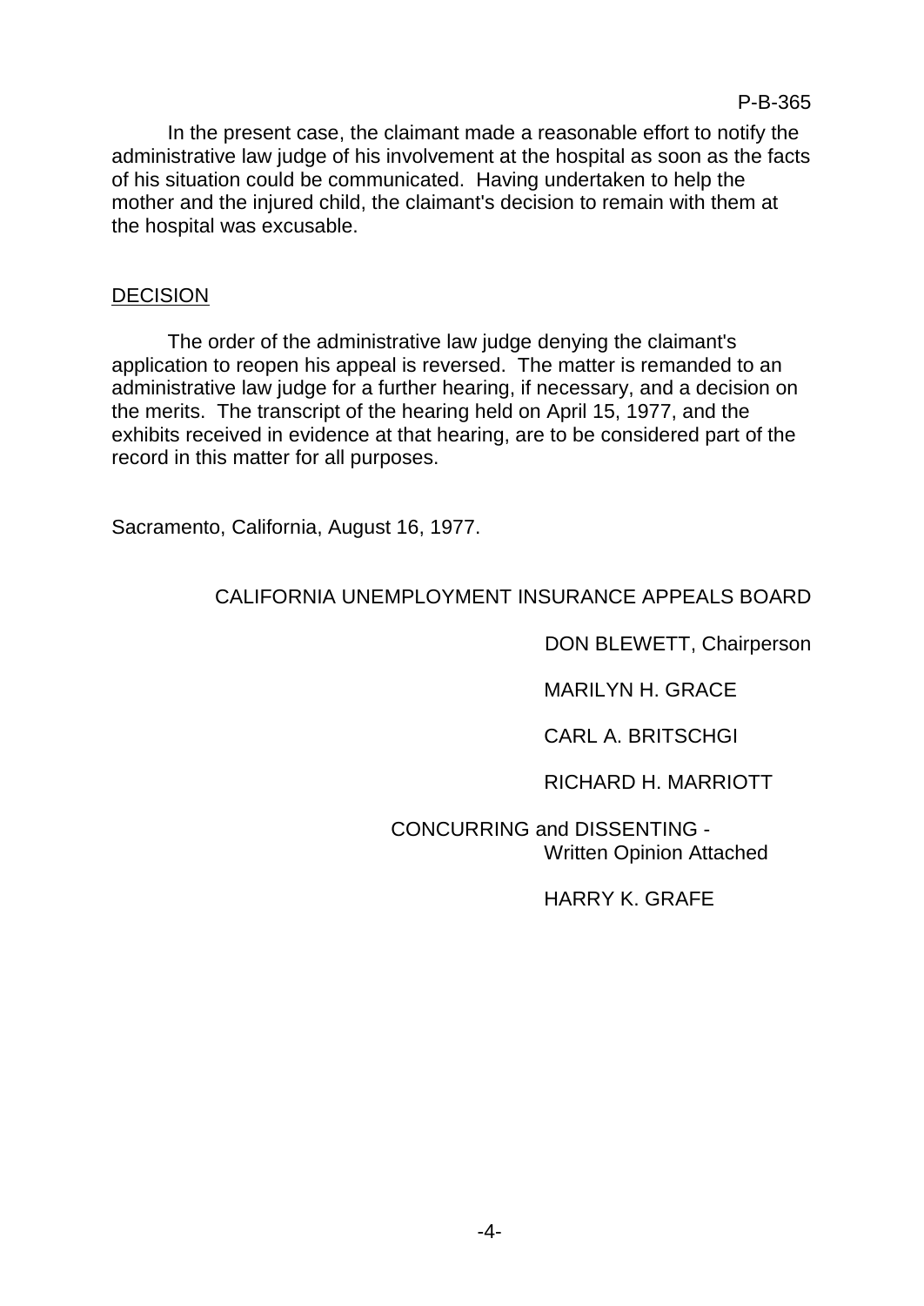In the present case, the claimant made a reasonable effort to notify the administrative law judge of his involvement at the hospital as soon as the facts of his situation could be communicated. Having undertaken to help the mother and the injured child, the claimant's decision to remain with them at the hospital was excusable.

## DECISION

The order of the administrative law judge denying the claimant's application to reopen his appeal is reversed. The matter is remanded to an administrative law judge for a further hearing, if necessary, and a decision on the merits. The transcript of the hearing held on April 15, 1977, and the exhibits received in evidence at that hearing, are to be considered part of the record in this matter for all purposes.

Sacramento, California, August 16, 1977.

CALIFORNIA UNEMPLOYMENT INSURANCE APPEALS BOARD

DON BLEWETT, Chairperson

MARILYN H. GRACE

CARL A. BRITSCHGI

RICHARD H. MARRIOTT

CONCURRING and DISSENTING - Written Opinion Attached

HARRY K. GRAFE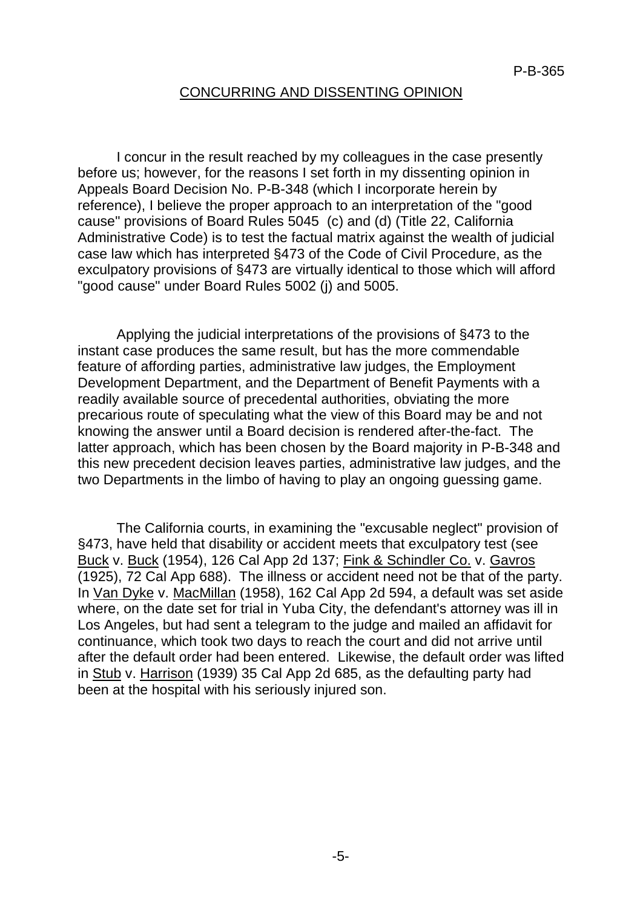## CONCURRING AND DISSENTING OPINION

I concur in the result reached by my colleagues in the case presently before us; however, for the reasons I set forth in my dissenting opinion in Appeals Board Decision No. P-B-348 (which I incorporate herein by reference), I believe the proper approach to an interpretation of the "good cause" provisions of Board Rules 5045 (c) and (d) (Title 22, California Administrative Code) is to test the factual matrix against the wealth of judicial case law which has interpreted §473 of the Code of Civil Procedure, as the exculpatory provisions of §473 are virtually identical to those which will afford "good cause" under Board Rules 5002 (j) and 5005.

Applying the judicial interpretations of the provisions of §473 to the instant case produces the same result, but has the more commendable feature of affording parties, administrative law judges, the Employment Development Department, and the Department of Benefit Payments with a readily available source of precedental authorities, obviating the more precarious route of speculating what the view of this Board may be and not knowing the answer until a Board decision is rendered after-the-fact. The latter approach, which has been chosen by the Board majority in P-B-348 and this new precedent decision leaves parties, administrative law judges, and the two Departments in the limbo of having to play an ongoing guessing game.

The California courts, in examining the "excusable neglect" provision of §473, have held that disability or accident meets that exculpatory test (see Buck v. Buck (1954), 126 Cal App 2d 137; Fink & Schindler Co. v. Gavros (1925), 72 Cal App 688). The illness or accident need not be that of the party. In Van Dyke v. MacMillan (1958), 162 Cal App 2d 594, a default was set aside where, on the date set for trial in Yuba City, the defendant's attorney was ill in Los Angeles, but had sent a telegram to the judge and mailed an affidavit for continuance, which took two days to reach the court and did not arrive until after the default order had been entered. Likewise, the default order was lifted in Stub v. Harrison (1939) 35 Cal App 2d 685, as the defaulting party had been at the hospital with his seriously injured son.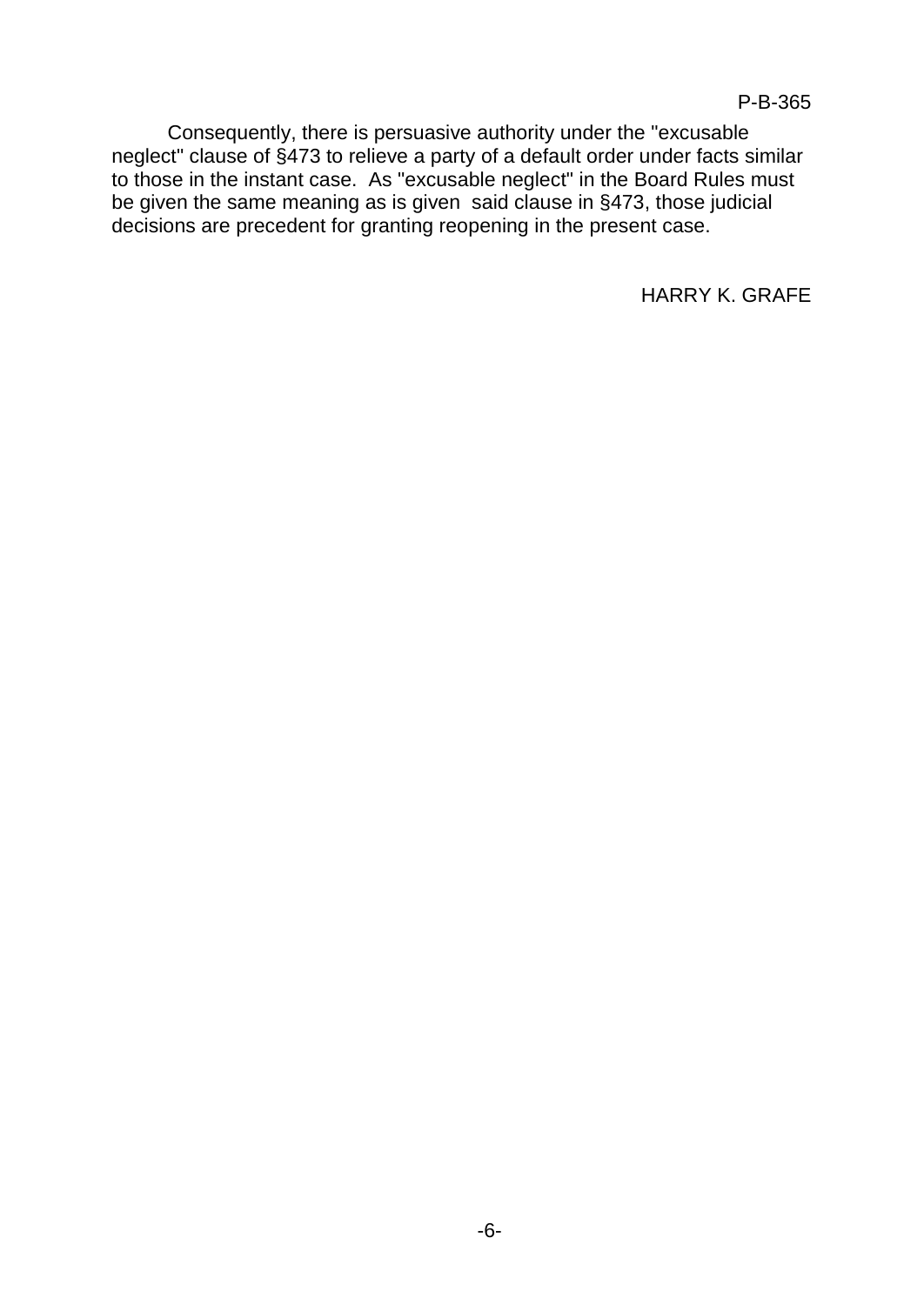Consequently, there is persuasive authority under the "excusable neglect" clause of §473 to relieve a party of a default order under facts similar to those in the instant case. As "excusable neglect" in the Board Rules must be given the same meaning as is given said clause in §473, those judicial decisions are precedent for granting reopening in the present case.

HARRY K. GRAFE